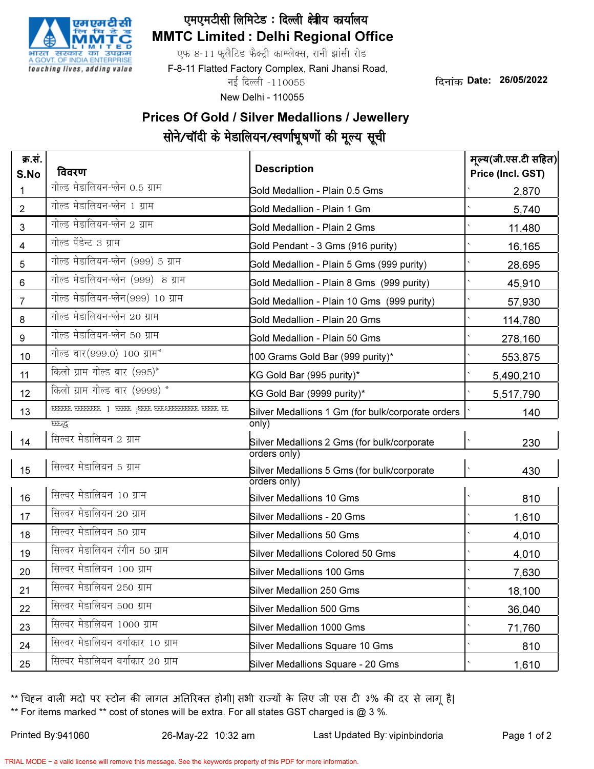एमएमटीसी लिमिटेड : दिल्ली क्षेत्रीय कार्यालय

# MMTC Limited : Delhi Regional Office

एफ 8-11 फ्लैटिड फैक्ट्री काम्प्लेक्स, रानी झांसी रोड

F-8-11 Flatted Factory Complex, Rani Jhansi Road,

नई दिल्ली -110055

New Delhi - 110055

दिनांक **Date: 26/05/2022**

## Prices Of Gold / Silver Medallions / Jewellery

## सोने/चाँदी के मेडालियन/स्वर्णाभूषणों की मूल्य सूची

| क्र.सं. S.No | विवरण | Description | मूल्य(जी.एस.टी सहित) Price (Incl. GST) |
|---|---|---|---|
| 1 | गोल्ड मेडालियन-प्लेन 0.5 ग्राम | Gold Medallion - Plain 0.5 Gms | 2,870 |
| 2 | गोल्ड मेडालियन-प्लेन 1 ग्राम | Gold Medallion - Plain 1 Gm | 5,740 |
| 3 | गोल्ड मेडालियन-प्लेन 2 ग्राम | Gold Medallion - Plain 2 Gms | 11,480 |
| 4 | गोल्ड पेंडेन्ट 3 ग्राम | Gold Pendant - 3 Gms (916 purity) | 16,165 |
| 5 | गोल्ड मेडालियन-प्लेन (999) 5 ग्राम | Gold Medallion - Plain 5 Gms (999 purity) | 28,695 |
| 6 | गोल्ड मेडालियन-प्लेन (999) 8 ग्राम | Gold Medallion - Plain 8 Gms (999 purity) | 45,910 |
| 7 | गोल्ड मेडालियन-प्लेन(999) 10 ग्राम | Gold Medallion - Plain 10 Gms (999 purity) | 57,930 |
| 8 | गोल्ड मेडालियन-प्लेन 20 ग्राम | Gold Medallion - Plain 20 Gms | 114,780 |
| 9 | गोल्ड मेडालियन-प्लेन 50 ग्राम | Gold Medallion - Plain 50 Gms | 278,160 |
| 10 | गोल्ड बार(999.0) 100 ग्राम* | 100 Grams Gold Bar (999 purity)* | 553,875 |
| 11 | किलो ग्राम गोल्ड बार (995)* | KG Gold Bar (995 purity)* | 5,490,210 |
| 12 | किलो ग्राम गोल्ड बार (9999) * | KG Gold Bar (9999 purity)* | 5,517,790 |
| 13 | | Silver Medallions 1 Gm (for bulk/corporate orders only) | 140 |
| 14 | सिल्वर मेडालियन 2 ग्राम | Silver Medallions 2 Gms (for bulk/corporate orders only) | 230 |
| 15 | सिल्वर मेडालियन 5 ग्राम | Silver Medallions 5 Gms (for bulk/corporate orders only) | 430 |
| 16 | सिल्वर मेडालियन 10 ग्राम | Silver Medallions 10 Gms | 810 |
| 17 | सिल्वर मेडालियन 20 ग्राम | Silver Medallions - 20 Gms | 1,610 |
| 18 | सिल्वर मेडालियन 50 ग्राम | Silver Medallions 50 Gms | 4,010 |
| 19 | सिल्वर मेडालियन रंगीन 50 ग्राम | Silver Medallions Colored 50 Gms | 4,010 |
| 20 | सिल्वर मेडालियन 100 ग्राम | Silver Medallions 100 Gms | 7,630 |
| 21 | सिल्वर मेडालियन 250 ग्राम | Silver Medallion 250 Gms | 18,100 |
| 22 | सिल्वर मेडालियन 500 ग्राम | Silver Medallion 500 Gms | 36,040 |
| 23 | सिल्वर मेडालियन 1000 ग्राम | Silver Medallion 1000 Gms | 71,760 |
| 24 | सिल्वर मेडालियन वर्गाकार 10 ग्राम | Silver Medallions Square 10 Gms | 810 |
| 25 | सिल्वर मेडालियन वर्गाकार 20 ग्राम | Silver Medallions Square - 20 Gms | 1,610 |

** चिह्न वाली मदो पर स्टोन की लागत अतिरिक्त होगी| सभी राज्यों के लिए जी एस टी ३% की दर से लागू है|

** For items marked ** cost of stones will be extra. For all states GST charged is @ 3 %.

Printed By:941060 26-May-22 10:32 am Last Updated By: vipinbindoria

TRIAL MODE − a valid license will remove this message. See the keywords property of this PDF for more information.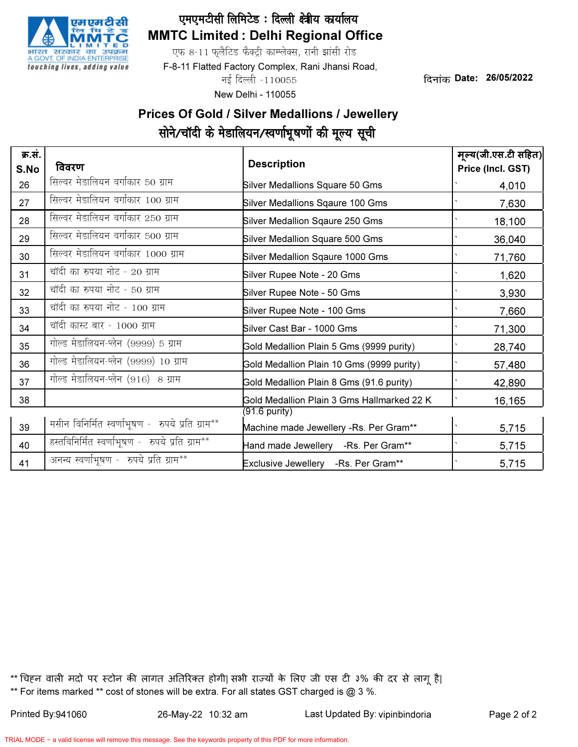एमएमटीसी लिमिटेड : दिल्ली क्षेत्रीय कार्यालय

# MMTC Limited : Delhi Regional Office

एफ 8-11 फ्लैटिड फैक्ट्री काम्प्लेक्स, रानी झांसी रोड

F-8-11 Flatted Factory Complex, Rani Jhansi Road,

नई दिल्ली -110055

New Delhi - 110055

दिनांक **Date: 26/05/2022**

## Prices Of Gold / Silver Medallions / Jewellery

## सोने/चाँदी के मेडालियन/स्वर्णाभूषणों की मूल्य सूची

| क्र.सं. S.No | विवरण | Description | मूल्य(जी.एस.टी सहित) Price (Incl. GST) |
|---|---|---|---|
| 26 | सिल्वर मेडालियन वर्गाकार 50 ग्राम | Silver Medallions Square 50 Gms | ` 4,010 |
| 27 | सिल्वर मेडालियन वर्गाकार 100 ग्राम | Silver Medallions Sqaure 100 Gms | ` 7,630 |
| 28 | सिल्वर मेडालियन वर्गाकार 250 ग्राम | Silver Medallion Sqaure 250 Gms | ` 18,100 |
| 29 | सिल्वर मेडालियन वर्गाकार 500 ग्राम | Silver Medallion Square 500 Gms | ` 36,040 |
| 30 | सिल्वर मेडालियन वर्गाकार 1000 ग्राम | Silver Medallion Sqaure 1000 Gms | ` 71,760 |
| 31 | चाँदी का रुपया नोट - 20 ग्राम | Silver Rupee Note - 20 Gms | ` 1,620 |
| 32 | चाँदी का रुपया नोट - 50 ग्राम | Silver Rupee Note - 50 Gms | ` 3,930 |
| 33 | चाँदी का रुपया नोट - 100 ग्राम | Silver Rupee Note - 100 Gms | ` 7,660 |
| 34 | चाँदी कास्ट बार - 1000 ग्राम | Silver Cast Bar - 1000 Gms | ` 71,300 |
| 35 | गोल्ड मेडालियन-प्लेन (9999) 5 ग्राम | Gold Medallion Plain 5 Gms (9999 purity) | ` 28,740 |
| 36 | गोल्ड मेडालियन-प्लेन (9999) 10 ग्राम | Gold Medallion Plain 10 Gms (9999 purity) | ` 57,480 |
| 37 | गोल्ड मेडालियन-प्लेन (916) 8 ग्राम | Gold Medallion Plain 8 Gms (91.6 purity) | ` 42,890 |
| 38 | | Gold Medallion Plain 3 Gms Hallmarked 22 K (91.6 purity) | ` 16,165 |
| 39 | मसीन विनिर्मित स्वर्णाभूषण - रुपये प्रति ग्राम** | Machine made Jewellery -Rs. Per Gram** | ` 5,715 |
| 40 | हस्तविनिर्मित स्वर्णाभूषण - रुपये प्रति ग्राम** | Hand made Jewellery -Rs. Per Gram** | ` 5,715 |
| 41 | अनन्य स्वर्णाभूषण - रुपये प्रति ग्राम** | Exclusive Jewellery -Rs. Per Gram** | ` 5,715 |

** चिह्न वाली मदो पर स्टोन की लागत अतिरिक्त होगी| सभी राज्यों के लिए जी एस टी ३% की दर से लागू है|

** For items marked ** cost of stones will be extra. For all states GST charged is @ 3 %.

Printed By:941060 26-May-22 10:32 am Last Updated By: vipinbindoria

TRIAL MODE − a valid license will remove this message. See the keywords property of this PDF for more information.